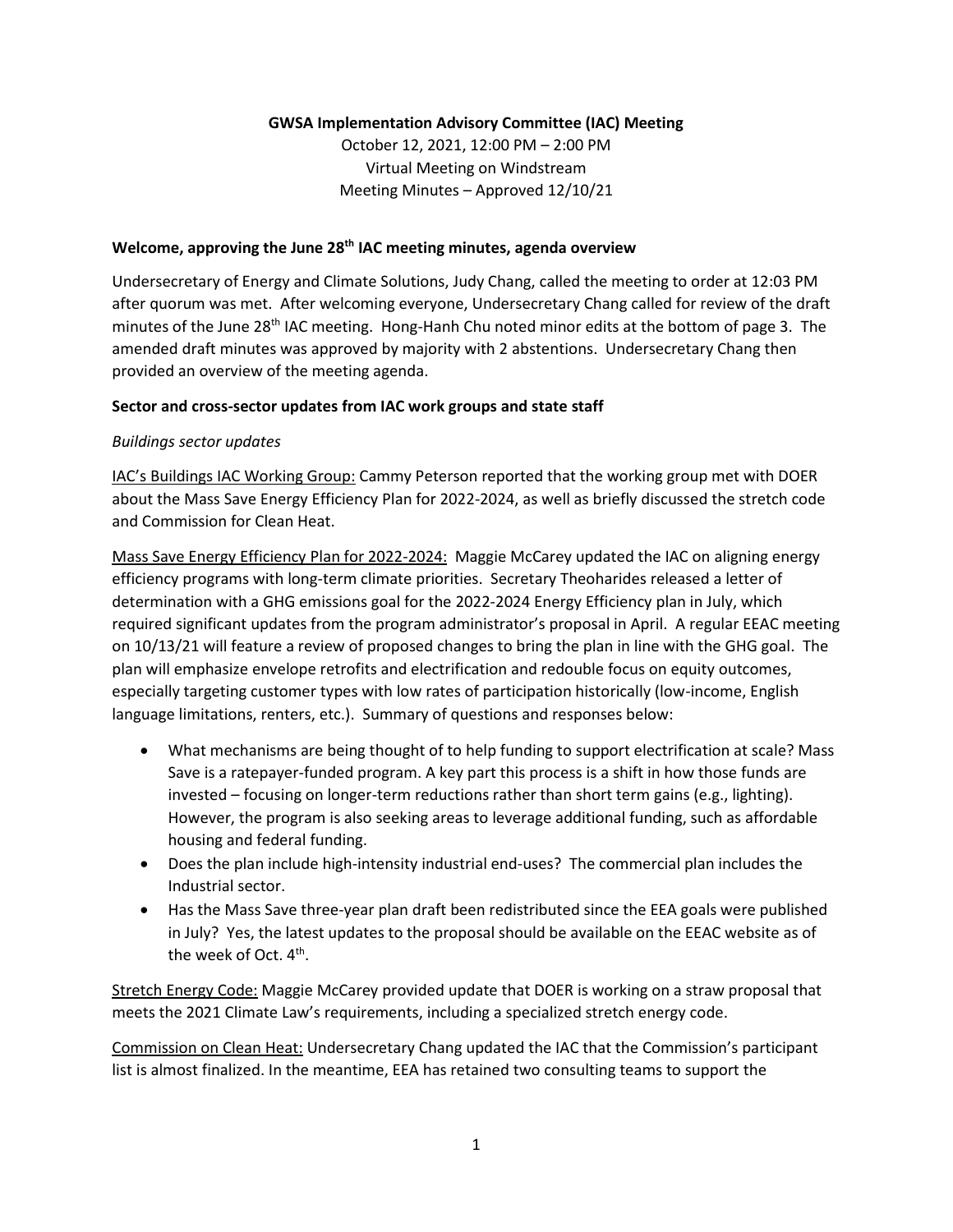**GWSA Implementation Advisory Committee (IAC) Meeting**

October 12, 2021, 12:00 PM – 2:00 PM
Virtual Meeting on Windstream
Meeting Minutes – Approved 12/10/21

**Welcome, approving the June 28th IAC meeting minutes, agenda overview**

Undersecretary of Energy and Climate Solutions, Judy Chang, called the meeting to order at 12:03 PM after quorum was met. After welcoming everyone, Undersecretary Chang called for review of the draft minutes of the June 28th IAC meeting. Hong-Hanh Chu noted minor edits at the bottom of page 3. The amended draft minutes was approved by majority with 2 abstentions. Undersecretary Chang then provided an overview of the meeting agenda.

**Sector and cross-sector updates from IAC work groups and state staff**

*Buildings sector updates*

IAC's Buildings IAC Working Group: Cammy Peterson reported that the working group met with DOER about the Mass Save Energy Efficiency Plan for 2022-2024, as well as briefly discussed the stretch code and Commission for Clean Heat.

Mass Save Energy Efficiency Plan for 2022-2024: Maggie McCarey updated the IAC on aligning energy efficiency programs with long-term climate priorities. Secretary Theoharides released a letter of determination with a GHG emissions goal for the 2022-2024 Energy Efficiency plan in July, which required significant updates from the program administrator's proposal in April. A regular EEAC meeting on 10/13/21 will feature a review of proposed changes to bring the plan in line with the GHG goal. The plan will emphasize envelope retrofits and electrification and redouble focus on equity outcomes, especially targeting customer types with low rates of participation historically (low-income, English language limitations, renters, etc.). Summary of questions and responses below:

- What mechanisms are being thought of to help funding to support electrification at scale? Mass Save is a ratepayer-funded program. A key part this process is a shift in how those funds are invested – focusing on longer-term reductions rather than short term gains (e.g., lighting). However, the program is also seeking areas to leverage additional funding, such as affordable housing and federal funding.
- Does the plan include high-intensity industrial end-uses? The commercial plan includes the Industrial sector.
- Has the Mass Save three-year plan draft been redistributed since the EEA goals were published in July? Yes, the latest updates to the proposal should be available on the EEAC website as of the week of Oct. 4th.

Stretch Energy Code: Maggie McCarey provided update that DOER is working on a straw proposal that meets the 2021 Climate Law's requirements, including a specialized stretch energy code.

Commission on Clean Heat: Undersecretary Chang updated the IAC that the Commission's participant list is almost finalized. In the meantime, EEA has retained two consulting teams to support the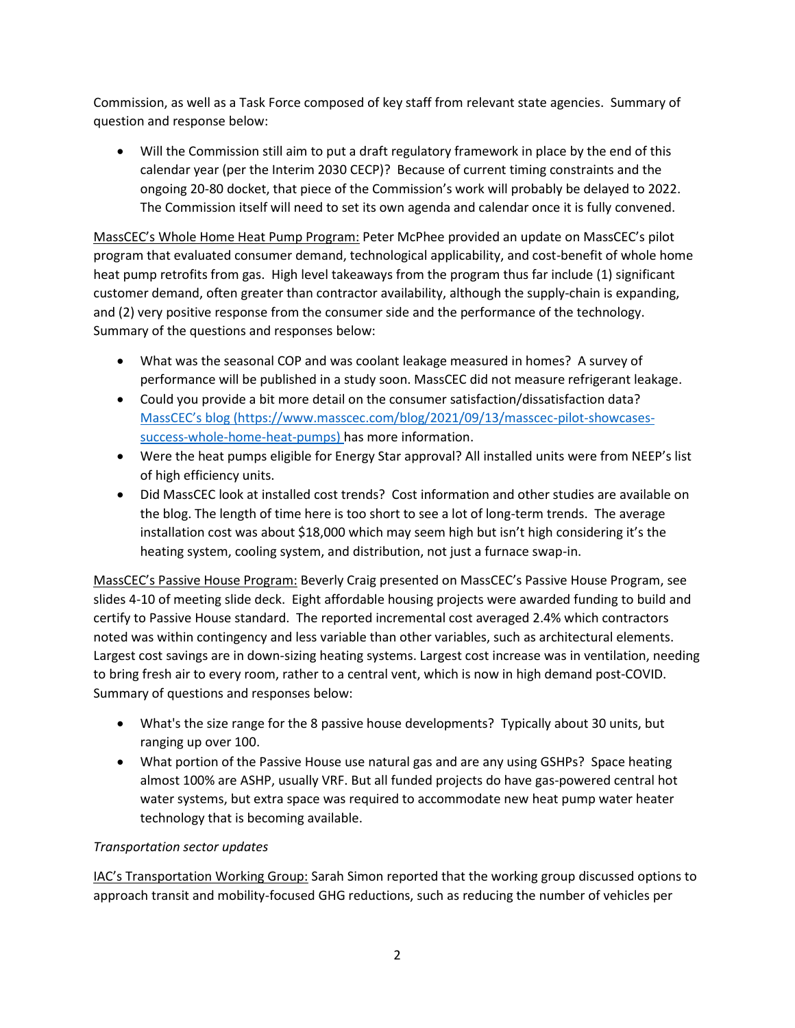Commission, as well as a Task Force composed of key staff from relevant state agencies. Summary of question and response below:

- Will the Commission still aim to put a draft regulatory framework in place by the end of this calendar year (per the Interim 2030 CECP)? Because of current timing constraints and the ongoing 20-80 docket, that piece of the Commission's work will probably be delayed to 2022. The Commission itself will need to set its own agenda and calendar once it is fully convened.

<u>MassCEC's Whole Home Heat Pump Program:</u> Peter McPhee provided an update on MassCEC's pilot program that evaluated consumer demand, technological applicability, and cost-benefit of whole home heat pump retrofits from gas. High level takeaways from the program thus far include (1) significant customer demand, often greater than contractor availability, although the supply-chain is expanding, and (2) very positive response from the consumer side and the performance of the technology. Summary of the questions and responses below:

- What was the seasonal COP and was coolant leakage measured in homes? A survey of performance will be published in a study soon. MassCEC did not measure refrigerant leakage.
- Could you provide a bit more detail on the consumer satisfaction/dissatisfaction data? [MassCEC's blog (https://www.masscec.com/blog/2021/09/13/masscec-pilot-showcases-success-whole-home-heat-pumps)](https://www.masscec.com/blog/2021/09/13/masscec-pilot-showcases-success-whole-home-heat-pumps) has more information.
- Were the heat pumps eligible for Energy Star approval? All installed units were from NEEP's list of high efficiency units.
- Did MassCEC look at installed cost trends? Cost information and other studies are available on the blog. The length of time here is too short to see a lot of long-term trends. The average installation cost was about $18,000 which may seem high but isn't high considering it's the heating system, cooling system, and distribution, not just a furnace swap-in.

<u>MassCEC's Passive House Program:</u> Beverly Craig presented on MassCEC's Passive House Program, see slides 4-10 of meeting slide deck. Eight affordable housing projects were awarded funding to build and certify to Passive House standard. The reported incremental cost averaged 2.4% which contractors noted was within contingency and less variable than other variables, such as architectural elements. Largest cost savings are in down-sizing heating systems. Largest cost increase was in ventilation, needing to bring fresh air to every room, rather to a central vent, which is now in high demand post-COVID. Summary of questions and responses below:

- What's the size range for the 8 passive house developments? Typically about 30 units, but ranging up over 100.
- What portion of the Passive House use natural gas and are any using GSHPs? Space heating almost 100% are ASHP, usually VRF. But all funded projects do have gas-powered central hot water systems, but extra space was required to accommodate new heat pump water heater technology that is becoming available.

*Transportation sector updates*

<u>IAC's Transportation Working Group:</u> Sarah Simon reported that the working group discussed options to approach transit and mobility-focused GHG reductions, such as reducing the number of vehicles per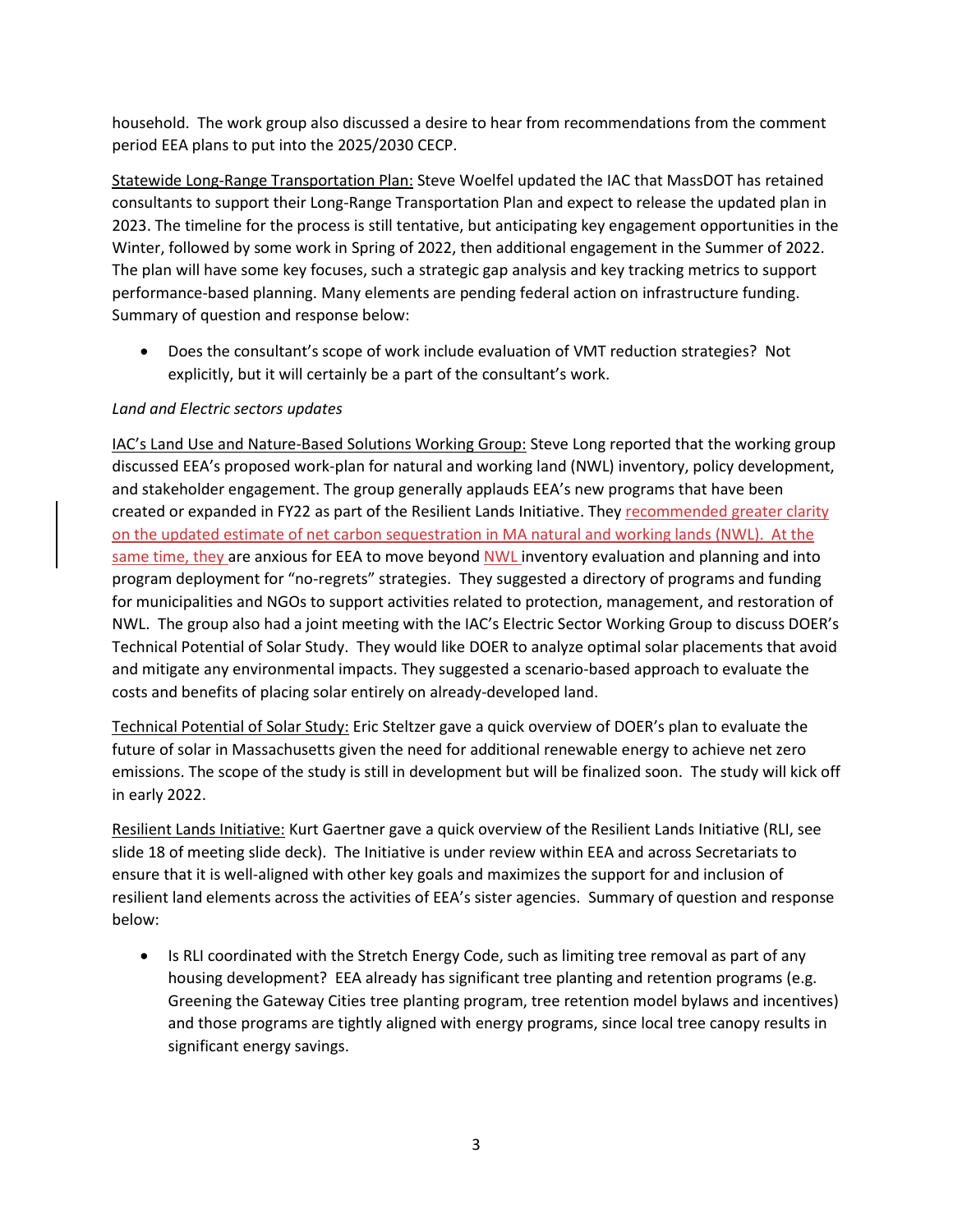household. The work group also discussed a desire to hear from recommendations from the comment period EEA plans to put into the 2025/2030 CECP.

<u>Statewide Long-Range Transportation Plan:</u> Steve Woelfel updated the IAC that MassDOT has retained consultants to support their Long-Range Transportation Plan and expect to release the updated plan in 2023. The timeline for the process is still tentative, but anticipating key engagement opportunities in the Winter, followed by some work in Spring of 2022, then additional engagement in the Summer of 2022. The plan will have some key focuses, such a strategic gap analysis and key tracking metrics to support performance-based planning. Many elements are pending federal action on infrastructure funding. Summary of question and response below:

- Does the consultant's scope of work include evaluation of VMT reduction strategies? Not explicitly, but it will certainly be a part of the consultant's work.

*Land and Electric sectors updates*

<u>IAC's Land Use and Nature-Based Solutions Working Group:</u> Steve Long reported that the working group discussed EEA's proposed work-plan for natural and working land (NWL) inventory, policy development, and stakeholder engagement. The group generally applauds EEA's new programs that have been created or expanded in FY22 as part of the Resilient Lands Initiative. They recommended greater clarity on the updated estimate of net carbon sequestration in MA natural and working lands (NWL). At the same time, they are anxious for EEA to move beyond NWL inventory evaluation and planning and into program deployment for "no-regrets" strategies. They suggested a directory of programs and funding for municipalities and NGOs to support activities related to protection, management, and restoration of NWL. The group also had a joint meeting with the IAC's Electric Sector Working Group to discuss DOER's Technical Potential of Solar Study. They would like DOER to analyze optimal solar placements that avoid and mitigate any environmental impacts. They suggested a scenario-based approach to evaluate the costs and benefits of placing solar entirely on already-developed land.

<u>Technical Potential of Solar Study:</u> Eric Steltzer gave a quick overview of DOER's plan to evaluate the future of solar in Massachusetts given the need for additional renewable energy to achieve net zero emissions. The scope of the study is still in development but will be finalized soon. The study will kick off in early 2022.

<u>Resilient Lands Initiative:</u> Kurt Gaertner gave a quick overview of the Resilient Lands Initiative (RLI, see slide 18 of meeting slide deck). The Initiative is under review within EEA and across Secretariats to ensure that it is well-aligned with other key goals and maximizes the support for and inclusion of resilient land elements across the activities of EEA's sister agencies. Summary of question and response below:

- Is RLI coordinated with the Stretch Energy Code, such as limiting tree removal as part of any housing development? EEA already has significant tree planting and retention programs (e.g. Greening the Gateway Cities tree planting program, tree retention model bylaws and incentives) and those programs are tightly aligned with energy programs, since local tree canopy results in significant energy savings.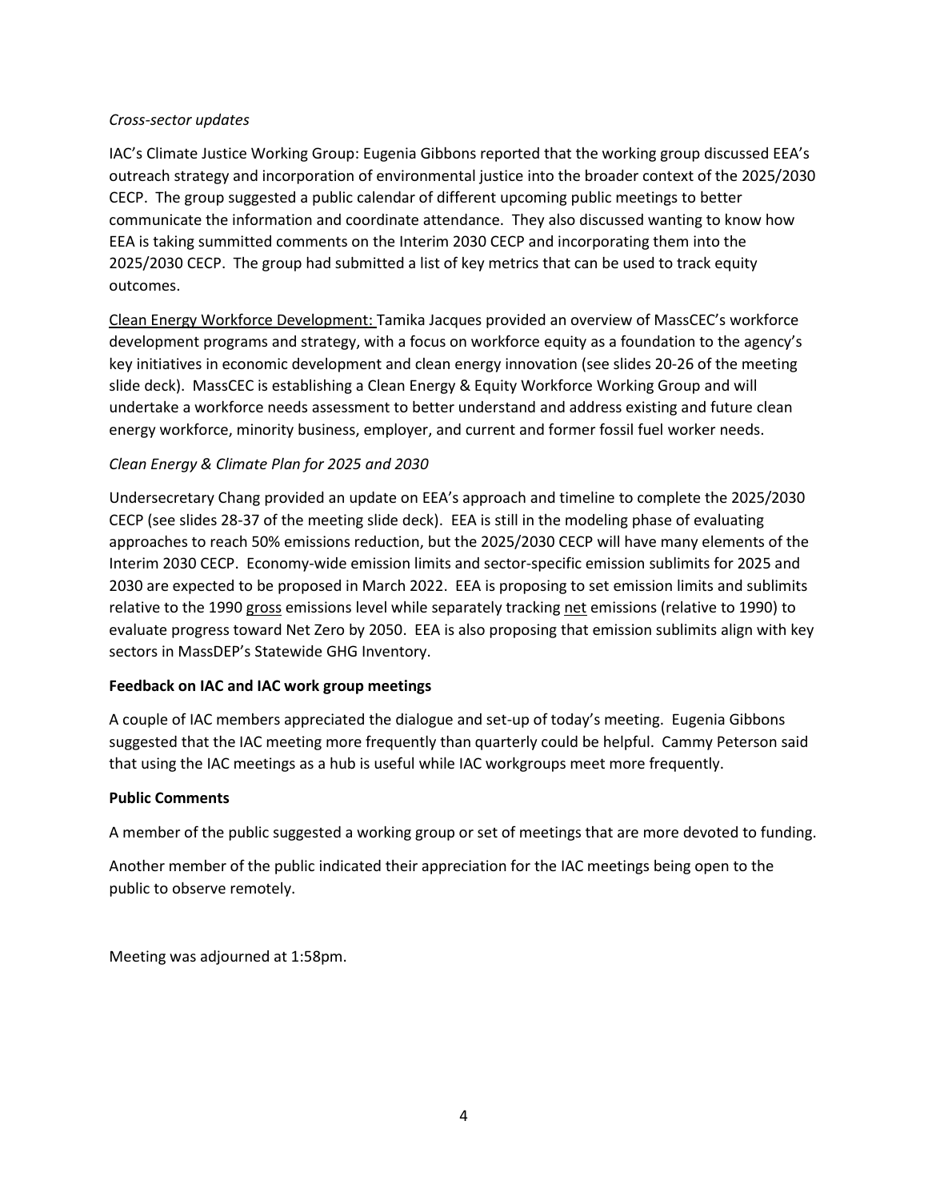*Cross-sector updates*

IAC's Climate Justice Working Group: Eugenia Gibbons reported that the working group discussed EEA's outreach strategy and incorporation of environmental justice into the broader context of the 2025/2030 CECP. The group suggested a public calendar of different upcoming public meetings to better communicate the information and coordinate attendance. They also discussed wanting to know how EEA is taking summitted comments on the Interim 2030 CECP and incorporating them into the 2025/2030 CECP. The group had submitted a list of key metrics that can be used to track equity outcomes.

<u>Clean Energy Workforce Development:</u> Tamika Jacques provided an overview of MassCEC's workforce development programs and strategy, with a focus on workforce equity as a foundation to the agency's key initiatives in economic development and clean energy innovation (see slides 20-26 of the meeting slide deck). MassCEC is establishing a Clean Energy & Equity Workforce Working Group and will undertake a workforce needs assessment to better understand and address existing and future clean energy workforce, minority business, employer, and current and former fossil fuel worker needs.

*Clean Energy & Climate Plan for 2025 and 2030*

Undersecretary Chang provided an update on EEA's approach and timeline to complete the 2025/2030 CECP (see slides 28-37 of the meeting slide deck). EEA is still in the modeling phase of evaluating approaches to reach 50% emissions reduction, but the 2025/2030 CECP will have many elements of the Interim 2030 CECP. Economy-wide emission limits and sector-specific emission sublimits for 2025 and 2030 are expected to be proposed in March 2022. EEA is proposing to set emission limits and sublimits relative to the 1990 <u>gross</u> emissions level while separately tracking <u>net</u> emissions (relative to 1990) to evaluate progress toward Net Zero by 2050. EEA is also proposing that emission sublimits align with key sectors in MassDEP's Statewide GHG Inventory.

**Feedback on IAC and IAC work group meetings**

A couple of IAC members appreciated the dialogue and set-up of today's meeting. Eugenia Gibbons suggested that the IAC meeting more frequently than quarterly could be helpful. Cammy Peterson said that using the IAC meetings as a hub is useful while IAC workgroups meet more frequently.

**Public Comments**

A member of the public suggested a working group or set of meetings that are more devoted to funding.

Another member of the public indicated their appreciation for the IAC meetings being open to the public to observe remotely.

Meeting was adjourned at 1:58pm.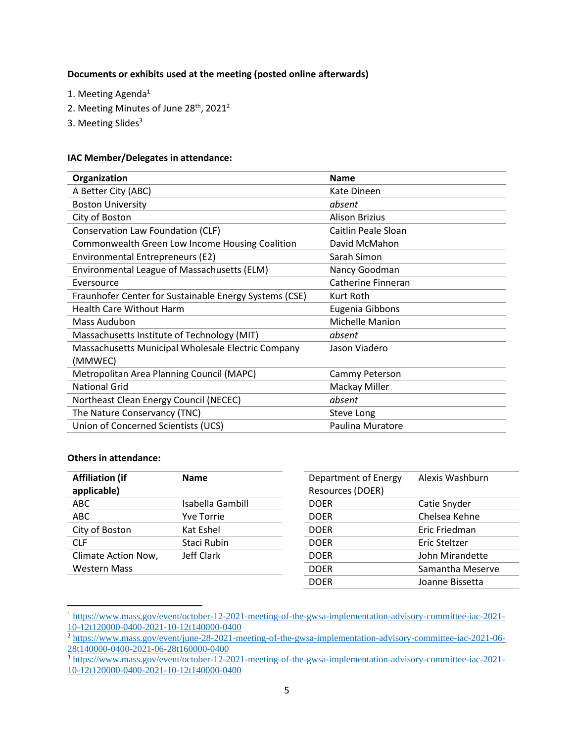**Documents or exhibits used at the meeting (posted online afterwards)**

1. Meeting Agenda[1]
2. Meeting Minutes of June 28th, 2021[2]
3. Meeting Slides[3]

**IAC Member/Delegates in attendance:**

| Organization | Name |
|---|---|
| A Better City (ABC) | Kate Dineen |
| Boston University | *absent* |
| City of Boston | Alison Brizius |
| Conservation Law Foundation (CLF) | Caitlin Peale Sloan |
| Commonwealth Green Low Income Housing Coalition | David McMahon |
| Environmental Entrepreneurs (E2) | Sarah Simon |
| Environmental League of Massachusetts (ELM) | Nancy Goodman |
| Eversource | Catherine Finneran |
| Fraunhofer Center for Sustainable Energy Systems (CSE) | Kurt Roth |
| Health Care Without Harm | Eugenia Gibbons |
| Mass Audubon | Michelle Manion |
| Massachusetts Institute of Technology (MIT) | *absent* |
| Massachusetts Municipal Wholesale Electric Company (MMWEC) | Jason Viadero |
| Metropolitan Area Planning Council (MAPC) | Cammy Peterson |
| National Grid | Mackay Miller |
| Northeast Clean Energy Council (NECEC) | *absent* |
| The Nature Conservancy (TNC) | Steve Long |
| Union of Concerned Scientists (UCS) | Paulina Muratore |

**Others in attendance:**

| Affiliation (if applicable) | Name |
|---|---|
| ABC | Isabella Gambill |
| ABC | Yve Torrie |
| City of Boston | Kat Eshel |
| CLF | Staci Rubin |
| Climate Action Now, Western Mass | Jeff Clark |
| Department of Energy Resources (DOER) | Alexis Washburn |
| DOER | Catie Snyder |
| DOER | Chelsea Kehne |
| DOER | Eric Friedman |
| DOER | Eric Steltzer |
| DOER | John Mirandette |
| DOER | Samantha Meserve |
| DOER | Joanne Bissetta |

[1] https://www.mass.gov/event/october-12-2021-meeting-of-the-gwsa-implementation-advisory-committee-iac-2021-10-12t120000-0400-2021-10-12t140000-0400

[2] https://www.mass.gov/event/june-28-2021-meeting-of-the-gwsa-implementation-advisory-committee-iac-2021-06-28t140000-0400-2021-06-28t160000-0400

[3] https://www.mass.gov/event/october-12-2021-meeting-of-the-gwsa-implementation-advisory-committee-iac-2021-10-12t120000-0400-2021-10-12t140000-0400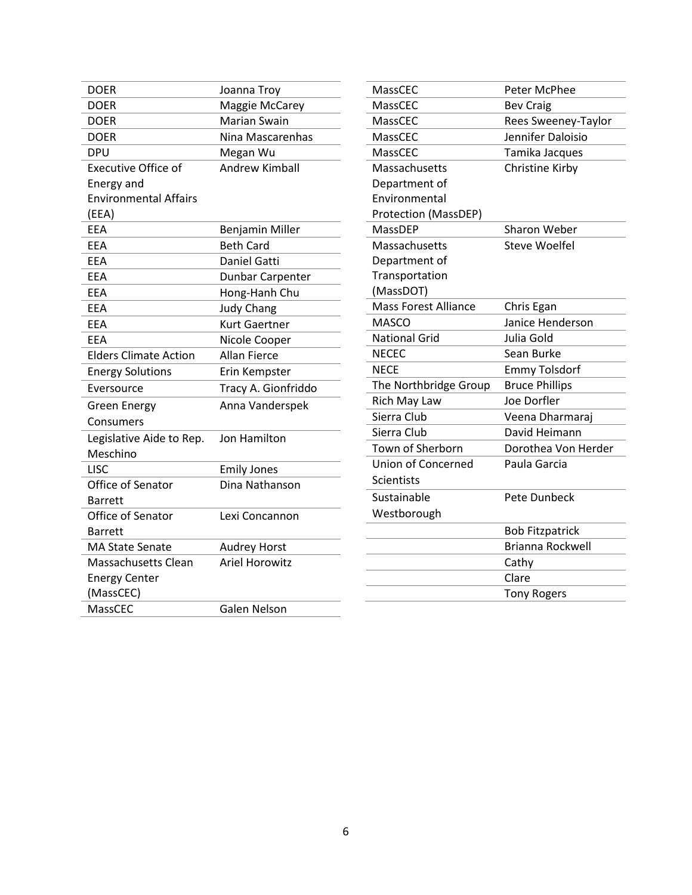| | |
|---|---|
| DOER | Joanna Troy |
| DOER | Maggie McCarey |
| DOER | Marian Swain |
| DOER | Nina Mascarenhas |
| DPU | Megan Wu |
| Executive Office of Energy and Environmental Affairs (EEA) | Andrew Kimball |
| EEA | Benjamin Miller |
| EEA | Beth Card |
| EEA | Daniel Gatti |
| EEA | Dunbar Carpenter |
| EEA | Hong-Hanh Chu |
| EEA | Judy Chang |
| EEA | Kurt Gaertner |
| EEA | Nicole Cooper |
| Elders Climate Action | Allan Fierce |
| Energy Solutions | Erin Kempster |
| Eversource | Tracy A. Gionfriddo |
| Green Energy Consumers | Anna Vanderspek |
| Legislative Aide to Rep. Meschino | Jon Hamilton |
| LISC | Emily Jones |
| Office of Senator Barrett | Dina Nathanson |
| Office of Senator Barrett | Lexi Concannon |
| MA State Senate | Audrey Horst |
| Massachusetts Clean Energy Center (MassCEC) | Ariel Horowitz |
| MassCEC | Galen Nelson |
| MassCEC | Peter McPhee |
| MassCEC | Bev Craig |
| MassCEC | Rees Sweeney-Taylor |
| MassCEC | Jennifer Daloisio |
| MassCEC | Tamika Jacques |
| Massachusetts Department of Environmental Protection (MassDEP) | Christine Kirby |
| MassDEP | Sharon Weber |
| Massachusetts Department of Transportation (MassDOT) | Steve Woelfel |
| Mass Forest Alliance | Chris Egan |
| MASCO | Janice Henderson |
| National Grid | Julia Gold |
| NECEC | Sean Burke |
| NECE | Emmy Tolsdorf |
| The Northbridge Group | Bruce Phillips |
| Rich May Law | Joe Dorfler |
| Sierra Club | Veena Dharmaraj |
| Sierra Club | David Heimann |
| Town of Sherborn | Dorothea Von Herder |
| Union of Concerned Scientists | Paula Garcia |
| Sustainable Westborough | Pete Dunbeck |
| | Bob Fitzpatrick |
| | Brianna Rockwell |
| | Cathy |
| | Clare |
| | Tony Rogers |